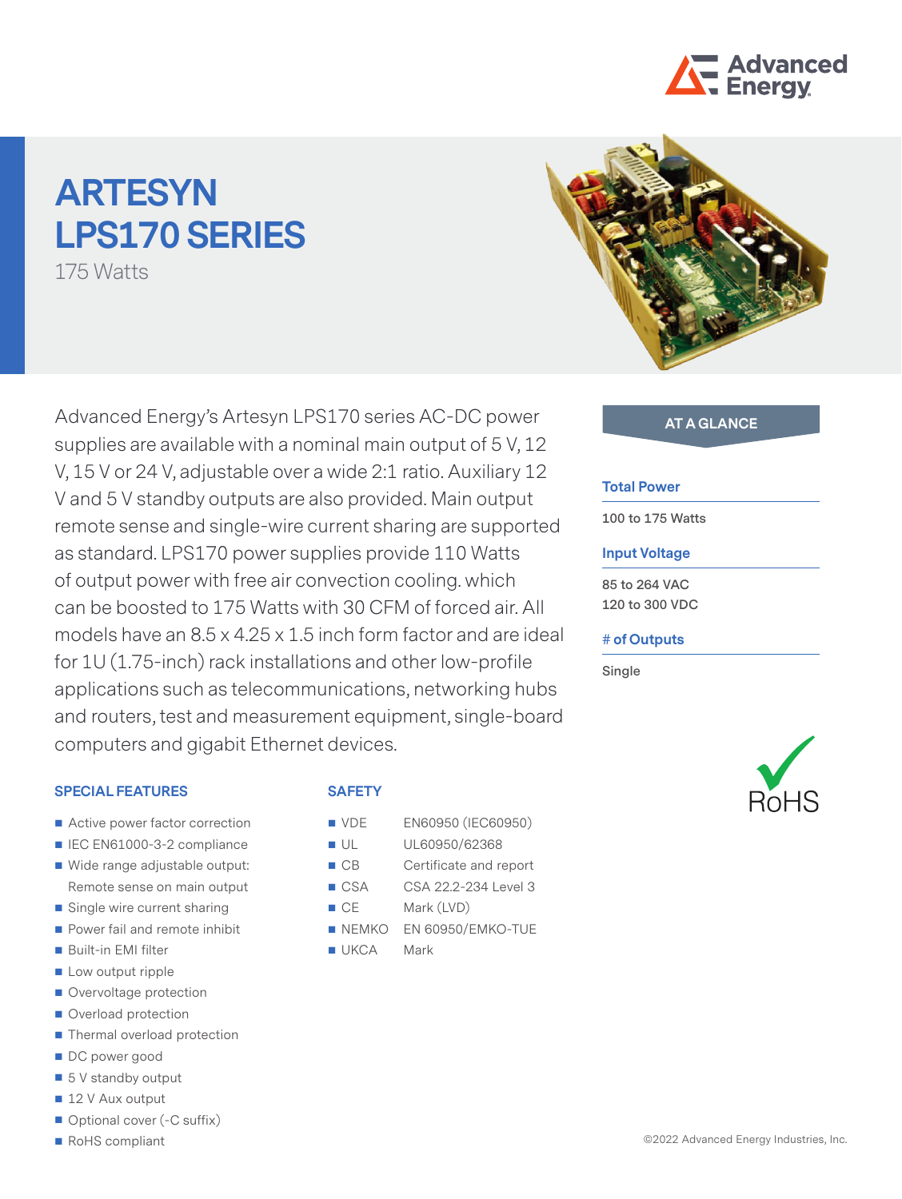# ARTESYN LPS170 SERIES

175 Watts

Advanced Energy's Artesyn LPS170 series AC-DC power supplies are available with a nominal main output of 5 V, 12 V, 15 V or 24 V, adjustable over a wide 2:1 ratio. Auxiliary 12 V and 5 V standby outputs are also provided. Main output remote sense and single-wire current sharing are supported as standard. LPS170 power supplies provide 110 Watts of output power with free air convection cooling. which can be boosted to 175 Watts with 30 CFM of forced air. All models have an 8.5 x 4.25 x 1.5 inch form factor and are ideal for 1U (1.75-inch) rack installations and other low-profile applications such as telecommunications, networking hubs and routers, test and measurement equipment, single-board computers and gigabit Ethernet devices.

## AT A GLANCE

**Total Power**

100 to 175 Watts

**Input Voltage**

85 to 264 VAC
120 to 300 VDC

**# of Outputs**

Single

RoHS

## SPECIAL FEATURES

- Active power factor correction
- IEC EN61000-3-2 compliance
- Wide range adjustable output: Remote sense on main output
- Single wire current sharing
- Power fail and remote inhibit
- Built-in EMI filter
- Low output ripple
- Overvoltage protection
- Overload protection
- Thermal overload protection
- DC power good
- 5 V standby output
- 12 V Aux output
- Optional cover (-C suffix)
- RoHS compliant

## SAFETY

- VDE — EN60950 (IEC60950)
- UL — UL60950/62368
- CB — Certificate and report
- CSA — CSA 22.2-234 Level 3
- CE — Mark (LVD)
- NEMKO — EN 60950/EMKO-TUE
- UKCA — Mark

©2022 Advanced Energy Industries, Inc.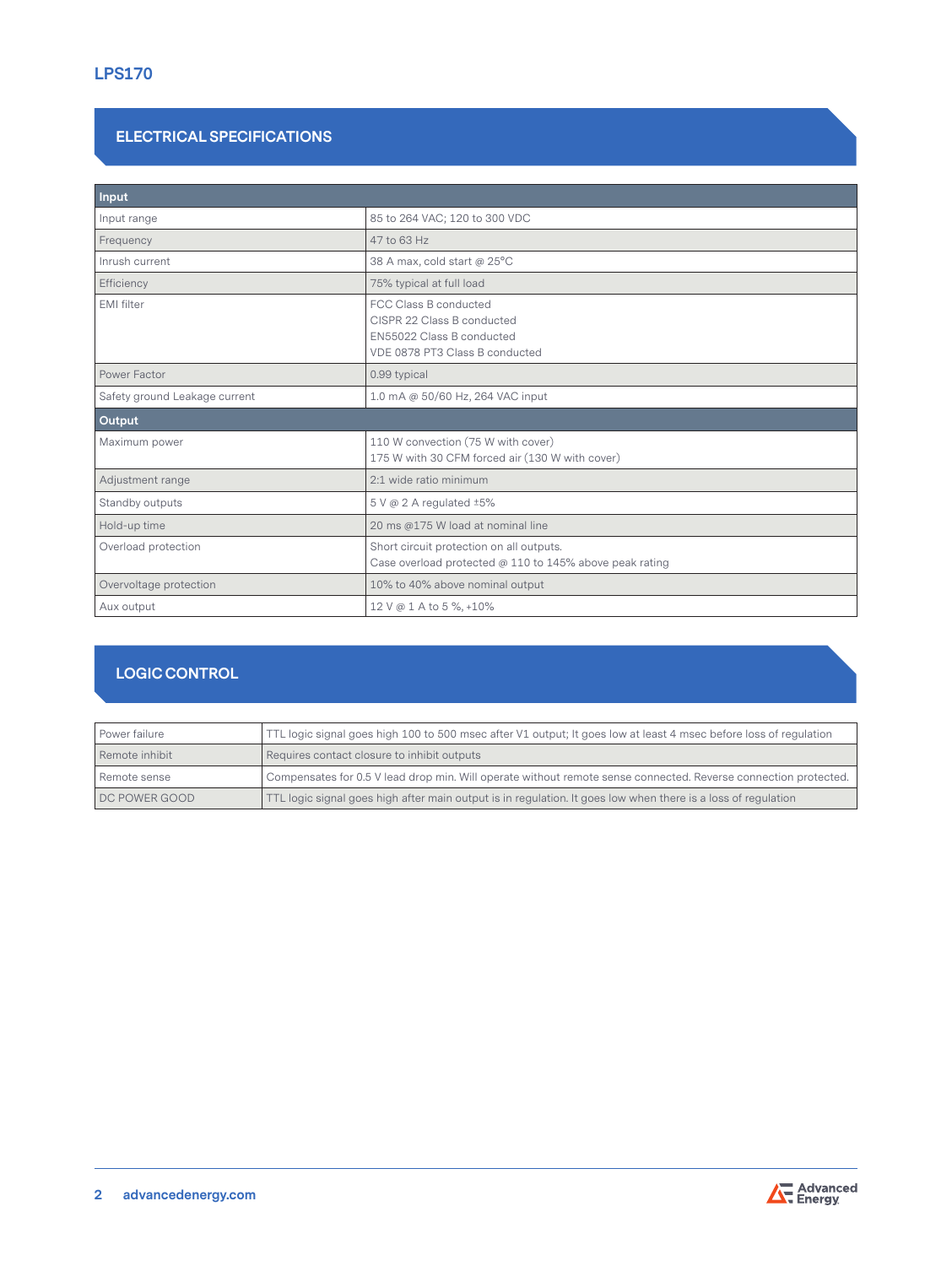# LPS170

## ELECTRICAL SPECIFICATIONS

| **Input** | |
|---|---|
| Input range | 85 to 264 VAC; 120 to 300 VDC |
| Frequency | 47 to 63 Hz |
| Inrush current | 38 A max, cold start @ 25°C |
| Efficiency | 75% typical at full load |
| EMI filter | FCC Class B conducted<br>CISPR 22 Class B conducted<br>EN55022 Class B conducted<br>VDE 0878 PT3 Class B conducted |
| Power Factor | 0.99 typical |
| Safety ground Leakage current | 1.0 mA @ 50/60 Hz, 264 VAC input |
| **Output** | |
| Maximum power | 110 W convection (75 W with cover)<br>175 W with 30 CFM forced air (130 W with cover) |
| Adjustment range | 2:1 wide ratio minimum |
| Standby outputs | 5 V @ 2 A regulated ±5% |
| Hold-up time | 20 ms @175 W load at nominal line |
| Overload protection | Short circuit protection on all outputs.<br>Case overload protected @ 110 to 145% above peak rating |
| Overvoltage protection | 10% to 40% above nominal output |
| Aux output | 12 V @ 1 A to 5 %, +10% |

## LOGIC CONTROL

| | |
|---|---|
| Power failure | TTL logic signal goes high 100 to 500 msec after V1 output; It goes low at least 4 msec before loss of regulation |
| Remote inhibit | Requires contact closure to inhibit outputs |
| Remote sense | Compensates for 0.5 V lead drop min. Will operate without remote sense connected. Reverse connection protected. |
| DC POWER GOOD | TTL logic signal goes high after main output is in regulation. It goes low when there is a loss of regulation |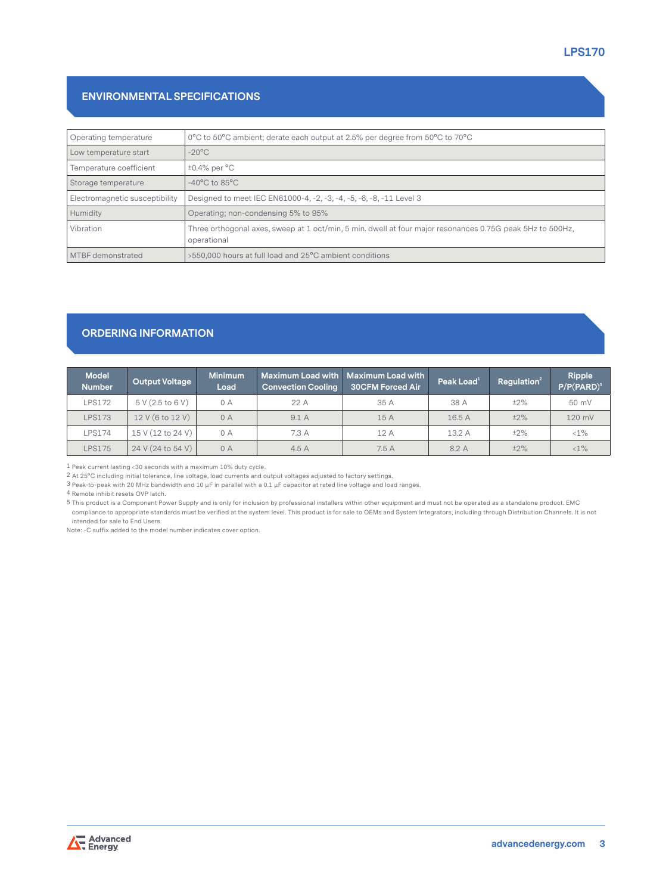## ENVIRONMENTAL SPECIFICATIONS

| | |
|---|---|
| Operating temperature | 0°C to 50°C ambient; derate each output at 2.5% per degree from 50°C to 70°C |
| Low temperature start | -20°C |
| Temperature coefficient | ±0.4% per °C |
| Storage temperature | -40°C to 85°C |
| Electromagnetic susceptibility | Designed to meet IEC EN61000-4, -2, -3, -4, -5, -6, -8, -11 Level 3 |
| Humidity | Operating; non-condensing 5% to 95% |
| Vibration | Three orthogonal axes, sweep at 1 oct/min, 5 min. dwell at four major resonances 0.75G peak 5Hz to 500Hz, operational |
| MTBF demonstrated | >550,000 hours at full load and 25°C ambient conditions |

## ORDERING INFORMATION

| Model Number | Output Voltage | Minimum Load | Maximum Load with Convection Cooling | Maximum Load with 30CFM Forced Air | Peak Load[1] | Regulation[2] | Ripple P/P(PARD)[3] |
|---|---|---|---|---|---|---|---|
| LPS172 | 5 V (2.5 to 6 V) | 0 A | 22 A | 35 A | 38 A | ±2% | 50 mV |
| LPS173 | 12 V (6 to 12 V) | 0 A | 9.1 A | 15 A | 16.5 A | ±2% | 120 mV |
| LPS174 | 15 V (12 to 24 V) | 0 A | 7.3 A | 12 A | 13.2 A | ±2% | <1% |
| LPS175 | 24 V (24 to 54 V) | 0 A | 4.5 A | 7.5 A | 8.2 A | ±2% | <1% |

1 Peak current lasting <30 seconds with a maximum 10% duty cycle.
2 At 25°C including initial tolerance, line voltage, load currents and output voltages adjusted to factory settings.
3 Peak-to-peak with 20 MHz bandwidth and 10 µF in parallel with a 0.1 µF capacitor at rated line voltage and load ranges.
4 Remote inhibit resets OVP latch.
5 This product is a Component Power Supply and is only for inclusion by professional installers within other equipment and must not be operated as a standalone product. EMC compliance to appropriate standards must be verified at the system level. This product is for sale to OEMs and System Integrators, including through Distribution Channels. It is not intended for sale to End Users.

Note: -C suffix added to the model number indicates cover option.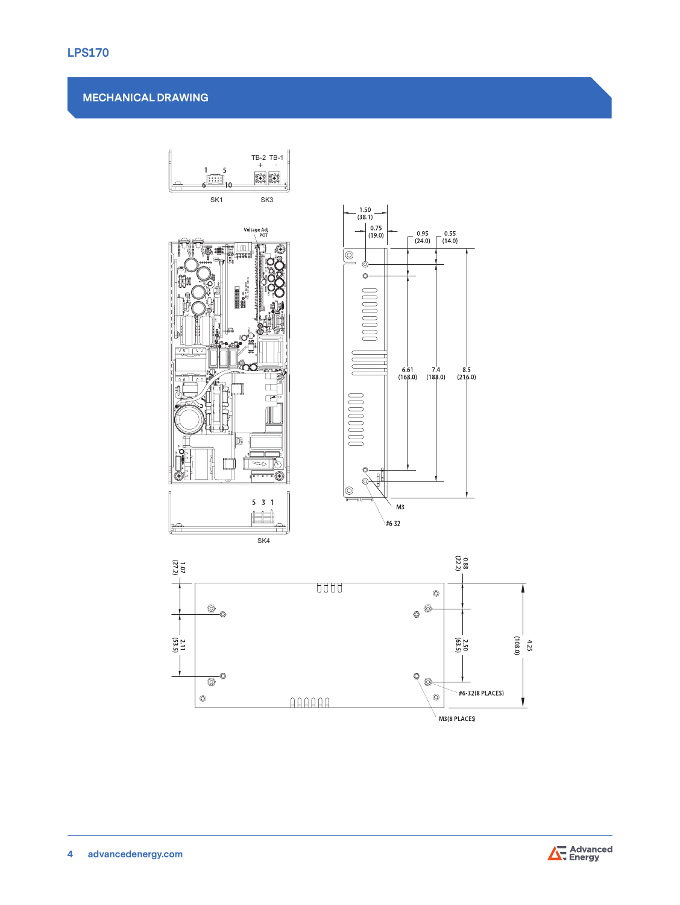## MECHANICAL DRAWING

TB-2 TB-1
+ -
1 5
6 10
SK1 SK3

Voltage Adj POT

5 3 1
SK4

1.50 (38.1)
0.75 (19.0)
0.95 (24.0)
0.55 (14.0)
6.61 (168.0)
7.4 (188.0)
8.5 (216.0)
M3
#6-32

1.07 (27.2)
2.11 (53.5)
0.88 (22.2)
2.50 (63.5)
4.25 (108.0)
#6-32(8 PLACES)
M3(8 PLACES)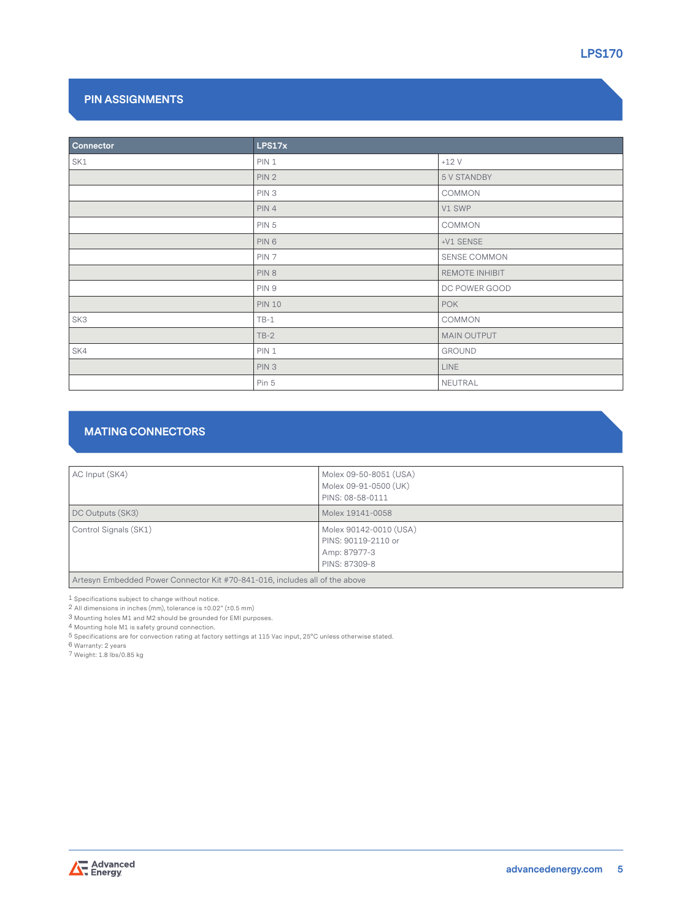## PIN ASSIGNMENTS

| Connector | LPS17x | |
|---|---|---|
| SK1 | PIN 1 | +12 V |
| | PIN 2 | 5 V STANDBY |
| | PIN 3 | COMMON |
| | PIN 4 | V1 SWP |
| | PIN 5 | COMMON |
| | PIN 6 | +V1 SENSE |
| | PIN 7 | SENSE COMMON |
| | PIN 8 | REMOTE INHIBIT |
| | PIN 9 | DC POWER GOOD |
| | PIN 10 | POK |
| SK3 | TB-1 | COMMON |
| | TB-2 | MAIN OUTPUT |
| SK4 | PIN 1 | GROUND |
| | PIN 3 | LINE |
| | Pin 5 | NEUTRAL |

## MATING CONNECTORS

| | |
|---|---|
| AC Input (SK4) | Molex 09-50-8051 (USA)<br>Molex 09-91-0500 (UK)<br>PINS: 08-58-0111 |
| DC Outputs (SK3) | Molex 19141-0058 |
| Control Signals (SK1) | Molex 90142-0010 (USA)<br>PINS: 90119-2110 or<br>Amp: 87977-3<br>PINS: 87309-8 |
| Artesyn Embedded Power Connector Kit #70-841-016, includes all of the above | |

1 Specifications subject to change without notice.
2 All dimensions in inches (mm), tolerance is ±0.02" (±0.5 mm)
3 Mounting holes M1 and M2 should be grounded for EMI purposes.
4 Mounting hole M1 is safety ground connection.
5 Specifications are for convection rating at factory settings at 115 Vac input, 25°C unless otherwise stated.
6 Warranty: 2 years
7 Weight: 1.8 lbs/0.85 kg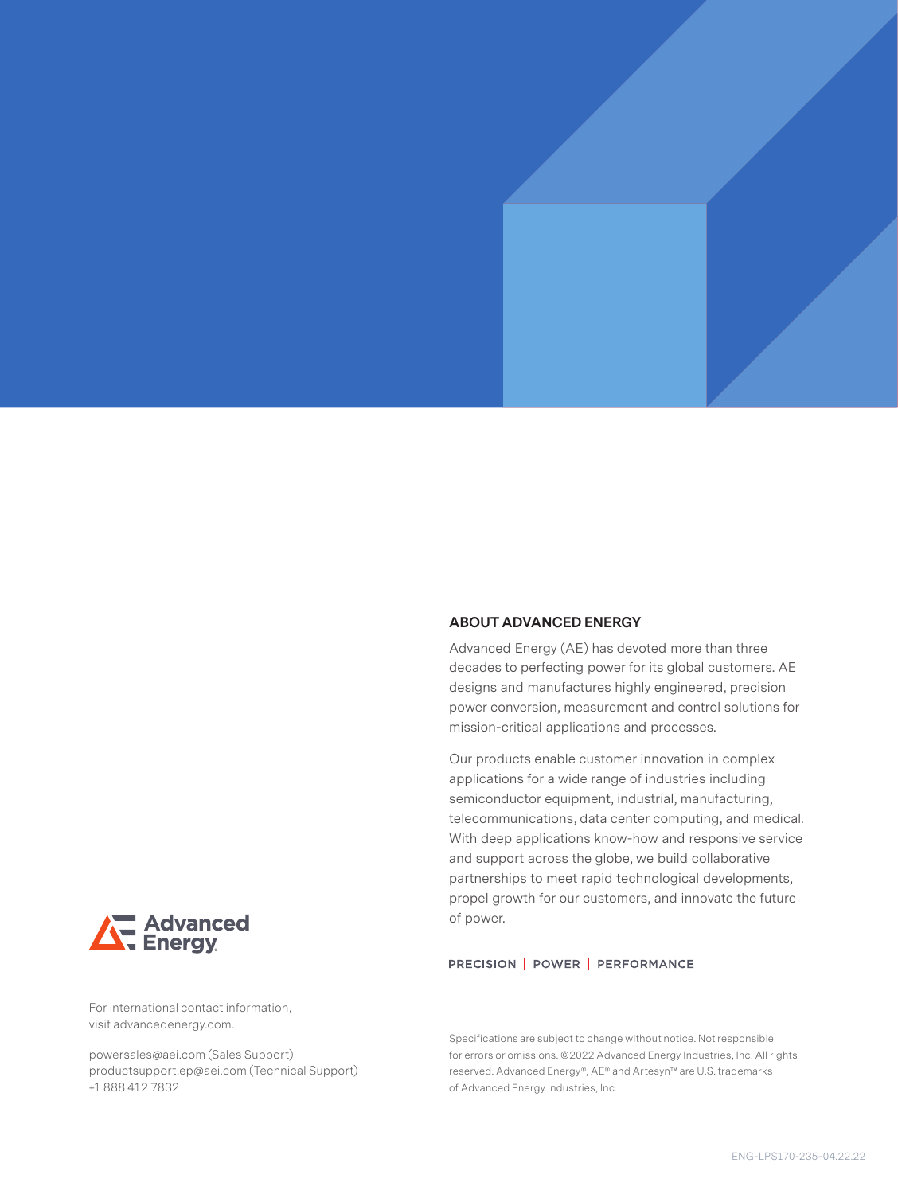## ABOUT ADVANCED ENERGY

Advanced Energy (AE) has devoted more than three decades to perfecting power for its global customers. AE designs and manufactures highly engineered, precision power conversion, measurement and control solutions for mission-critical applications and processes.

Our products enable customer innovation in complex applications for a wide range of industries including semiconductor equipment, industrial, manufacturing, telecommunications, data center computing, and medical. With deep applications know-how and responsive service and support across the globe, we build collaborative partnerships to meet rapid technological developments, propel growth for our customers, and innovate the future of power.

PRECISION | POWER | PERFORMANCE

Advanced Energy

For international contact information, visit advancedenergy.com.

powersales@aei.com (Sales Support)
productsupport.ep@aei.com (Technical Support)
+1 888 412 7832

Specifications are subject to change without notice. Not responsible for errors or omissions. ©2022 Advanced Energy Industries, Inc. All rights reserved. Advanced Energy®, AE® and Artesyn™ are U.S. trademarks of Advanced Energy Industries, Inc.

ENG-LPS170-235-04.22.22